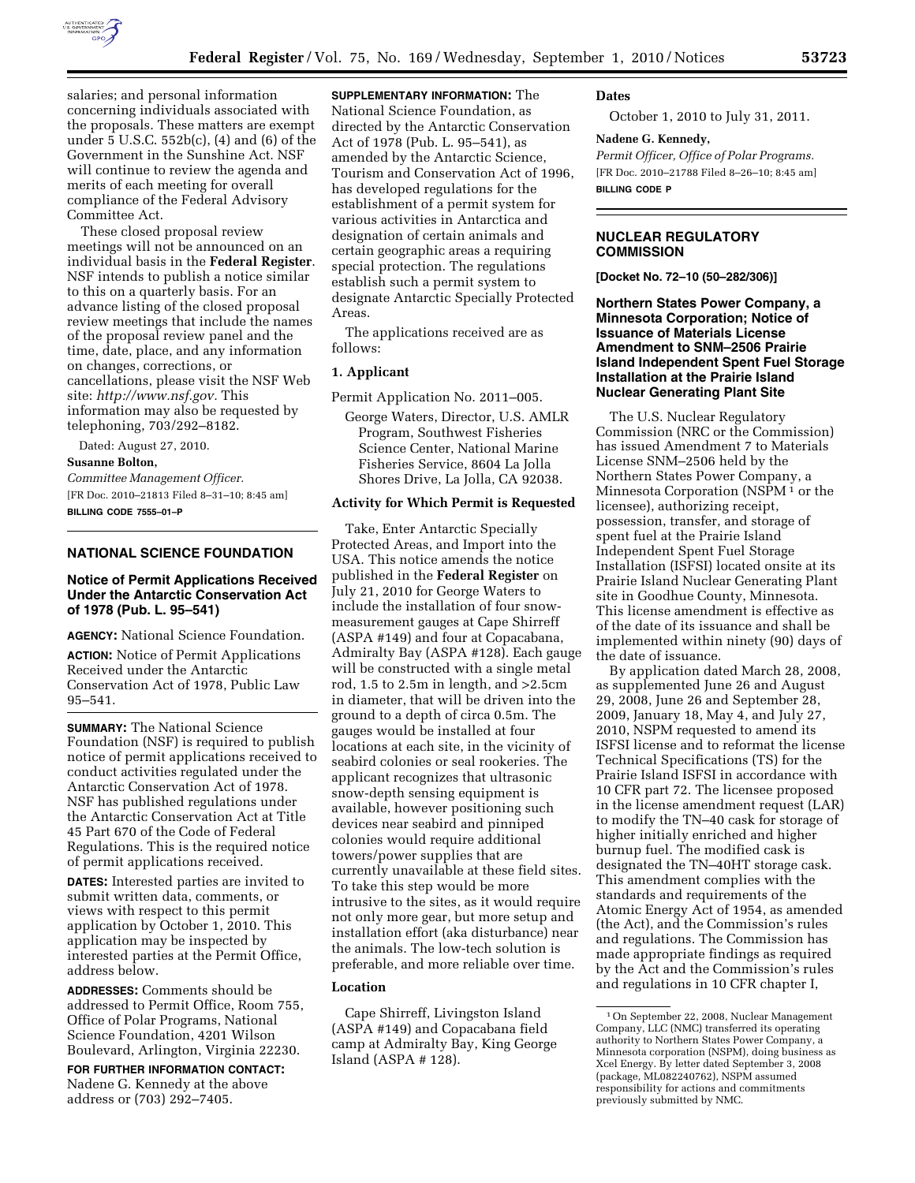salaries; and personal information concerning individuals associated with the proposals. These matters are exempt under 5 U.S.C. 552b(c), (4) and (6) of the Government in the Sunshine Act. NSF will continue to review the agenda and merits of each meeting for overall compliance of the Federal Advisory Committee Act.

These closed proposal review meetings will not be announced on an individual basis in the **Federal Register**. NSF intends to publish a notice similar to this on a quarterly basis. For an advance listing of the closed proposal review meetings that include the names of the proposal review panel and the time, date, place, and any information on changes, corrections, or cancellations, please visit the NSF Web site: *http://www.nsf.gov.* This information may also be requested by telephoning, 703/292–8182.

Dated: August 27, 2010.

**Susanne Bolton,**

*Committee Management Officer.*

[FR Doc. 2010–21813 Filed 8–31–10; 8:45 am]

**BILLING CODE 7555–01–P**

## NATIONAL SCIENCE FOUNDATION

### Notice of Permit Applications Received Under the Antarctic Conservation Act of 1978 (Pub. L. 95–541)

**AGENCY:** National Science Foundation.

**ACTION:** Notice of Permit Applications Received under the Antarctic Conservation Act of 1978, Public Law 95–541.

**SUMMARY:** The National Science Foundation (NSF) is required to publish notice of permit applications received to conduct activities regulated under the Antarctic Conservation Act of 1978. NSF has published regulations under the Antarctic Conservation Act at Title 45 Part 670 of the Code of Federal Regulations. This is the required notice of permit applications received.

**DATES:** Interested parties are invited to submit written data, comments, or views with respect to this permit application by October 1, 2010. This application may be inspected by interested parties at the Permit Office, address below.

**ADDRESSES:** Comments should be addressed to Permit Office, Room 755, Office of Polar Programs, National Science Foundation, 4201 Wilson Boulevard, Arlington, Virginia 22230.

**FOR FURTHER INFORMATION CONTACT:** Nadene G. Kennedy at the above address or (703) 292–7405.

**SUPPLEMENTARY INFORMATION:** The National Science Foundation, as directed by the Antarctic Conservation Act of 1978 (Pub. L. 95–541), as amended by the Antarctic Science, Tourism and Conservation Act of 1996, has developed regulations for the establishment of a permit system for various activities in Antarctica and designation of certain animals and certain geographic areas a requiring special protection. The regulations establish such a permit system to designate Antarctic Specially Protected Areas.

The applications received are as follows:

#### 1. Applicant

Permit Application No. 2011–005.

George Waters, Director, U.S. AMLR Program, Southwest Fisheries Science Center, National Marine Fisheries Service, 8604 La Jolla Shores Drive, La Jolla, CA 92038.

#### Activity for Which Permit is Requested

Take, Enter Antarctic Specially Protected Areas, and Import into the USA. This notice amends the notice published in the **Federal Register** on July 21, 2010 for George Waters to include the installation of four snow-measurement gauges at Cape Shirreff (ASPA #149) and four at Copacabana, Admiralty Bay (ASPA #128). Each gauge will be constructed with a single metal rod, 1.5 to 2.5m in length, and >2.5cm in diameter, that will be driven into the ground to a depth of circa 0.5m. The gauges would be installed at four locations at each site, in the vicinity of seabird colonies or seal rookeries. The applicant recognizes that ultrasonic snow-depth sensing equipment is available, however positioning such devices near seabird and pinniped colonies would require additional towers/power supplies that are currently unavailable at these field sites. To take this step would be more intrusive to the sites, as it would require not only more gear, but more setup and installation effort (aka disturbance) near the animals. The low-tech solution is preferable, and more reliable over time.

#### Location

Cape Shirreff, Livingston Island (ASPA #149) and Copacabana field camp at Admiralty Bay, King George Island (ASPA # 128).

#### Dates

October 1, 2010 to July 31, 2011.

**Nadene G. Kennedy,**

*Permit Officer, Office of Polar Programs.*

[FR Doc. 2010–21788 Filed 8–26–10; 8:45 am]

**BILLING CODE P**

## NUCLEAR REGULATORY COMMISSION

**[Docket No. 72–10 (50–282/306)]**

### Northern States Power Company, a Minnesota Corporation; Notice of Issuance of Materials License Amendment to SNM–2506 Prairie Island Independent Spent Fuel Storage Installation at the Prairie Island Nuclear Generating Plant Site

The U.S. Nuclear Regulatory Commission (NRC or the Commission) has issued Amendment 7 to Materials License SNM–2506 held by the Northern States Power Company, a Minnesota Corporation (NSPM [1] or the licensee), authorizing receipt, possession, transfer, and storage of spent fuel at the Prairie Island Independent Spent Fuel Storage Installation (ISFSI) located onsite at its Prairie Island Nuclear Generating Plant site in Goodhue County, Minnesota. This license amendment is effective as of the date of its issuance and shall be implemented within ninety (90) days of the date of issuance.

By application dated March 28, 2008, as supplemented June 26 and August 29, 2008, June 26 and September 28, 2009, January 18, May 4, and July 27, 2010, NSPM requested to amend its ISFSI license and to reformat the license Technical Specifications (TS) for the Prairie Island ISFSI in accordance with 10 CFR part 72. The licensee proposed in the license amendment request (LAR) to modify the TN–40 cask for storage of higher initially enriched and higher burnup fuel. The modified cask is designated the TN–40HT storage cask. This amendment complies with the standards and requirements of the Atomic Energy Act of 1954, as amended (the Act), and the Commission's rules and regulations. The Commission has made appropriate findings as required by the Act and the Commission's rules and regulations in 10 CFR chapter I,

[1] On September 22, 2008, Nuclear Management Company, LLC (NMC) transferred its operating authority to Northern States Power Company, a Minnesota corporation (NSPM), doing business as Xcel Energy. By letter dated September 3, 2008 (package, ML082240762), NSPM assumed responsibility for actions and commitments previously submitted by NMC.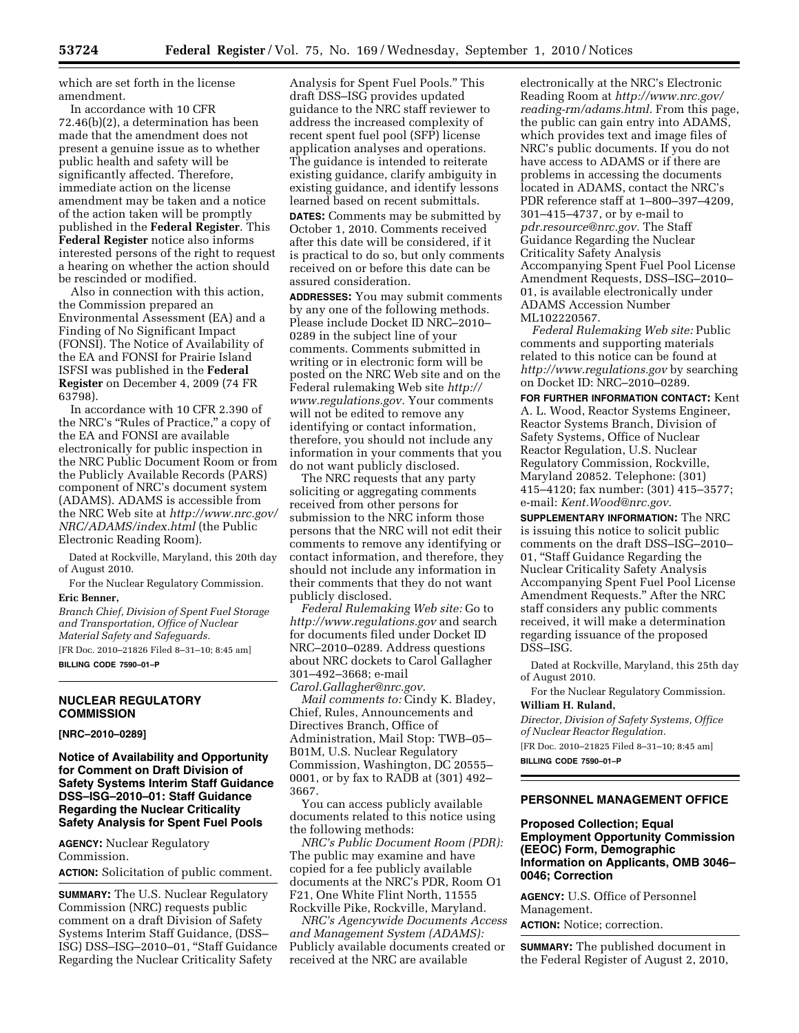which are set forth in the license amendment.

In accordance with 10 CFR 72.46(b)(2), a determination has been made that the amendment does not present a genuine issue as to whether public health and safety will be significantly affected. Therefore, immediate action on the license amendment may be taken and a notice of the action taken will be promptly published in the **Federal Register**. This **Federal Register** notice also informs interested persons of the right to request a hearing on whether the action should be rescinded or modified.

Also in connection with this action, the Commission prepared an Environmental Assessment (EA) and a Finding of No Significant Impact (FONSI). The Notice of Availability of the EA and FONSI for Prairie Island ISFSI was published in the **Federal Register** on December 4, 2009 (74 FR 63798).

In accordance with 10 CFR 2.390 of the NRC's "Rules of Practice," a copy of the EA and FONSI are available electronically for public inspection in the NRC Public Document Room or from the Publicly Available Records (PARS) component of NRC's document system (ADAMS). ADAMS is accessible from the NRC Web site at *http://www.nrc.gov/NRC/ADAMS/index.html* (the Public Electronic Reading Room).

Dated at Rockville, Maryland, this 20th day of August 2010.

For the Nuclear Regulatory Commission.

**Eric Benner,**

*Branch Chief, Division of Spent Fuel Storage and Transportation, Office of Nuclear Material Safety and Safeguards.*

[FR Doc. 2010–21826 Filed 8–31–10; 8:45 am]

**BILLING CODE 7590–01–P**

## NUCLEAR REGULATORY COMMISSION

**[NRC–2010–0289]**

### Notice of Availability and Opportunity for Comment on Draft Division of Safety Systems Interim Staff Guidance DSS–ISG–2010–01: Staff Guidance Regarding the Nuclear Criticality Safety Analysis for Spent Fuel Pools

**AGENCY:** Nuclear Regulatory Commission.

**ACTION:** Solicitation of public comment.

**SUMMARY:** The U.S. Nuclear Regulatory Commission (NRC) requests public comment on a draft Division of Safety Systems Interim Staff Guidance, (DSS–ISG) DSS–ISG–2010–01, "Staff Guidance Regarding the Nuclear Criticality Safety Analysis for Spent Fuel Pools." This draft DSS–ISG provides updated guidance to the NRC staff reviewer to address the increased complexity of recent spent fuel pool (SFP) license application analyses and operations. The guidance is intended to reiterate existing guidance, clarify ambiguity in existing guidance, and identify lessons learned based on recent submittals.

**DATES:** Comments may be submitted by October 1, 2010. Comments received after this date will be considered, if it is practical to do so, but only comments received on or before this date can be assured consideration.

**ADDRESSES:** You may submit comments by any one of the following methods. Please include Docket ID NRC–2010–0289 in the subject line of your comments. Comments submitted in writing or in electronic form will be posted on the NRC Web site and on the Federal rulemaking Web site *http://www.regulations.gov.* Your comments will not be edited to remove any identifying or contact information, therefore, you should not include any information in your comments that you do not want publicly disclosed.

The NRC requests that any party soliciting or aggregating comments received from other persons for submission to the NRC inform those persons that the NRC will not edit their comments to remove any identifying or contact information, and therefore, they should not include any information in their comments that they do not want publicly disclosed.

*Federal Rulemaking Web site:* Go to *http://www.regulations.gov* and search for documents filed under Docket ID NRC–2010–0289. Address questions about NRC dockets to Carol Gallagher 301–492–3668; e-mail *Carol.Gallagher@nrc.gov.*

*Mail comments to:* Cindy K. Bladey, Chief, Rules, Announcements and Directives Branch, Office of Administration, Mail Stop: TWB–05–B01M, U.S. Nuclear Regulatory Commission, Washington, DC 20555–0001, or by fax to RADB at (301) 492–3667.

You can access publicly available documents related to this notice using the following methods:

*NRC's Public Document Room (PDR):* The public may examine and have copied for a fee publicly available documents at the NRC's PDR, Room O1 F21, One White Flint North, 11555 Rockville Pike, Rockville, Maryland.

*NRC's Agencywide Documents Access and Management System (ADAMS):* Publicly available documents created or received at the NRC are available electronically at the NRC's Electronic Reading Room at *http://www.nrc.gov/reading-rm/adams.html.* From this page, the public can gain entry into ADAMS, which provides text and image files of NRC's public documents. If you do not have access to ADAMS or if there are problems in accessing the documents located in ADAMS, contact the NRC's PDR reference staff at 1–800–397–4209, 301–415–4737, or by e-mail to *pdr.resource@nrc.gov.* The Staff Guidance Regarding the Nuclear Criticality Safety Analysis Accompanying Spent Fuel Pool License Amendment Requests, DSS–ISG–2010–01, is available electronically under ADAMS Accession Number ML102220567.

*Federal Rulemaking Web site:* Public comments and supporting materials related to this notice can be found at *http://www.regulations.gov* by searching on Docket ID: NRC–2010–0289.

**FOR FURTHER INFORMATION CONTACT:** Kent A. L. Wood, Reactor Systems Engineer, Reactor Systems Branch, Division of Safety Systems, Office of Nuclear Reactor Regulation, U.S. Nuclear Regulatory Commission, Rockville, Maryland 20852. Telephone: (301) 415–4120; fax number: (301) 415–3577; e-mail: *Kent.Wood@nrc.gov.*

**SUPPLEMENTARY INFORMATION:** The NRC is issuing this notice to solicit public comments on the draft DSS–ISG–2010–01, "Staff Guidance Regarding the Nuclear Criticality Safety Analysis Accompanying Spent Fuel Pool License Amendment Requests." After the NRC staff considers any public comments received, it will make a determination regarding issuance of the proposed DSS–ISG.

Dated at Rockville, Maryland, this 25th day of August 2010.

For the Nuclear Regulatory Commission.

**William H. Ruland,**

*Director, Division of Safety Systems, Office of Nuclear Reactor Regulation.*

[FR Doc. 2010–21825 Filed 8–31–10; 8:45 am]

**BILLING CODE 7590–01–P**

## PERSONNEL MANAGEMENT OFFICE

### Proposed Collection; Equal Employment Opportunity Commission (EEOC) Form, Demographic Information on Applicants, OMB 3046–0046; Correction

**AGENCY:** U.S. Office of Personnel Management.

**ACTION:** Notice; correction.

**SUMMARY:** The published document in the Federal Register of August 2, 2010,